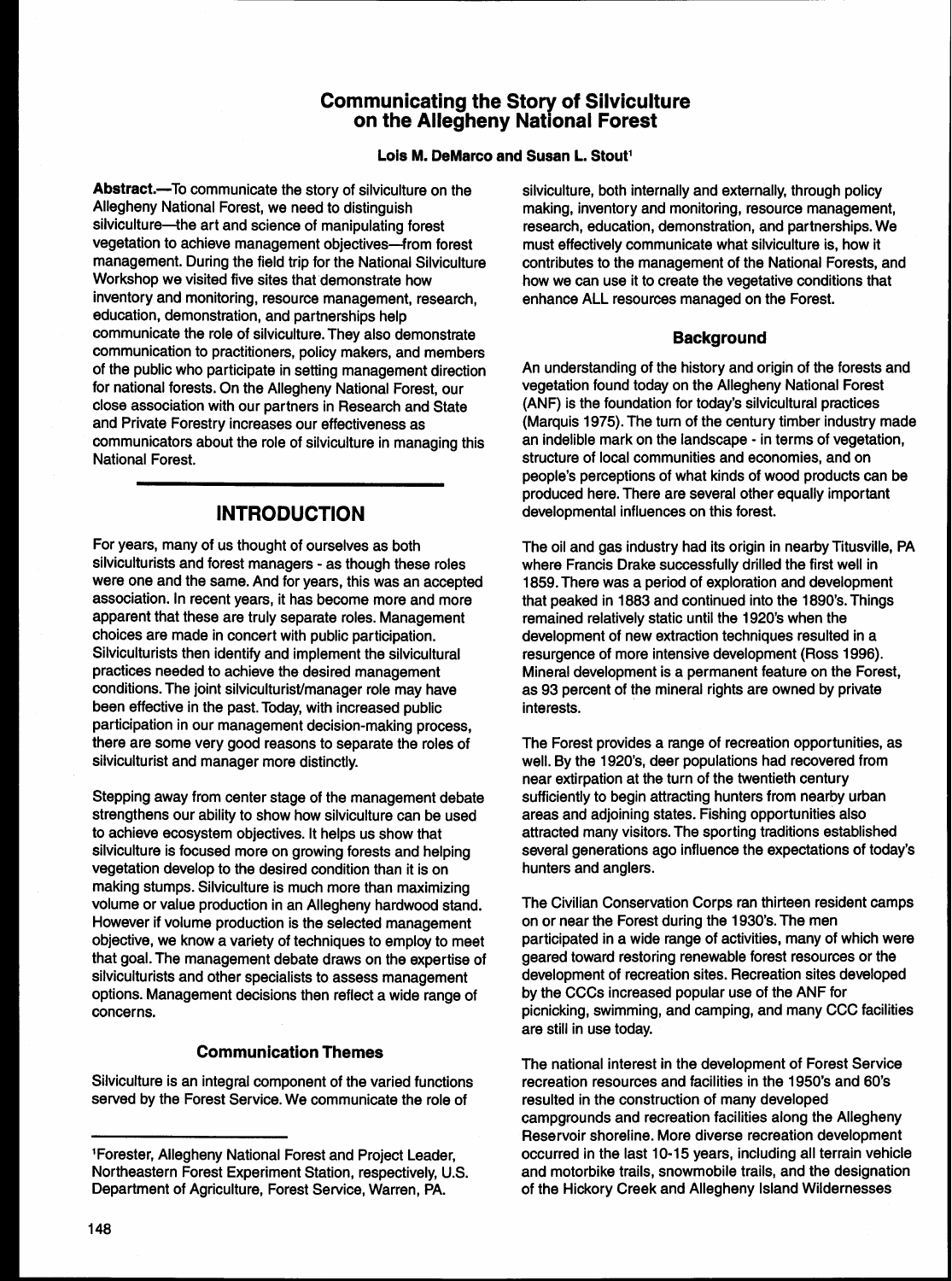# Communicating the Story of Silviculture on the Allegheny National Forest

**Lois M. DeMarco and Susan L. Stout**[1]

**Abstract.**—To communicate the story of silviculture on the Allegheny National Forest, we need to distinguish silviculture—the art and science of manipulating forest vegetation to achieve management objectives—from forest management. During the field trip for the National Silviculture Workshop we visited five sites that demonstrate how inventory and monitoring, resource management, research, education, demonstration, and partnerships help communicate the role of silviculture. They also demonstrate communication to practitioners, policy makers, and members of the public who participate in setting management direction for national forests. On the Allegheny National Forest, our close association with our partners in Research and State and Private Forestry increases our effectiveness as communicators about the role of silviculture in managing this National Forest.

## INTRODUCTION

For years, many of us thought of ourselves as both silviculturists and forest managers - as though these roles were one and the same. And for years, this was an accepted association. In recent years, it has become more and more apparent that these are truly separate roles. Management choices are made in concert with public participation. Silviculturists then identify and implement the silvicultural practices needed to achieve the desired management conditions. The joint silviculturist/manager role may have been effective in the past. Today, with increased public participation in our management decision-making process, there are some very good reasons to separate the roles of silviculturist and manager more distinctly.

Stepping away from center stage of the management debate strengthens our ability to show how silviculture can be used to achieve ecosystem objectives. It helps us show that silviculture is focused more on growing forests and helping vegetation develop to the desired condition than it is on making stumps. Silviculture is much more than maximizing volume or value production in an Allegheny hardwood stand. However if volume production is the selected management objective, we know a variety of techniques to employ to meet that goal. The management debate draws on the expertise of silviculturists and other specialists to assess management options. Management decisions then reflect a wide range of concerns.

### Communication Themes

Silviculture is an integral component of the varied functions served by the Forest Service. We communicate the role of silviculture, both internally and externally, through policy making, inventory and monitoring, resource management, research, education, demonstration, and partnerships. We must effectively communicate what silviculture is, how it contributes to the management of the National Forests, and how we can use it to create the vegetative conditions that enhance ALL resources managed on the Forest.

### Background

An understanding of the history and origin of the forests and vegetation found today on the Allegheny National Forest (ANF) is the foundation for today's silvicultural practices (Marquis 1975). The turn of the century timber industry made an indelible mark on the landscape - in terms of vegetation, structure of local communities and economies, and on people's perceptions of what kinds of wood products can be produced here. There are several other equally important developmental influences on this forest.

The oil and gas industry had its origin in nearby Titusville, PA where Francis Drake successfully drilled the first well in 1859. There was a period of exploration and development that peaked in 1883 and continued into the 1890's. Things remained relatively static until the 1920's when the development of new extraction techniques resulted in a resurgence of more intensive development (Ross 1996). Mineral development is a permanent feature on the Forest, as 93 percent of the mineral rights are owned by private interests.

The Forest provides a range of recreation opportunities, as well. By the 1920's, deer populations had recovered from near extirpation at the turn of the twentieth century sufficiently to begin attracting hunters from nearby urban areas and adjoining states. Fishing opportunities also attracted many visitors. The sporting traditions established several generations ago influence the expectations of today's hunters and anglers.

The Civilian Conservation Corps ran thirteen resident camps on or near the Forest during the 1930's. The men participated in a wide range of activities, many of which were geared toward restoring renewable forest resources or the development of recreation sites. Recreation sites developed by the CCCs increased popular use of the ANF for picnicking, swimming, and camping, and many CCC facilities are still in use today.

The national interest in the development of Forest Service recreation resources and facilities in the 1950's and 60's resulted in the construction of many developed campgrounds and recreation facilities along the Allegheny Reservoir shoreline. More diverse recreation development occurred in the last 10-15 years, including all terrain vehicle and motorbike trails, snowmobile trails, and the designation of the Hickory Creek and Allegheny Island Wildernesses

---

[1] Forester, Allegheny National Forest and Project Leader, Northeastern Forest Experiment Station, respectively, U.S. Department of Agriculture, Forest Service, Warren, PA.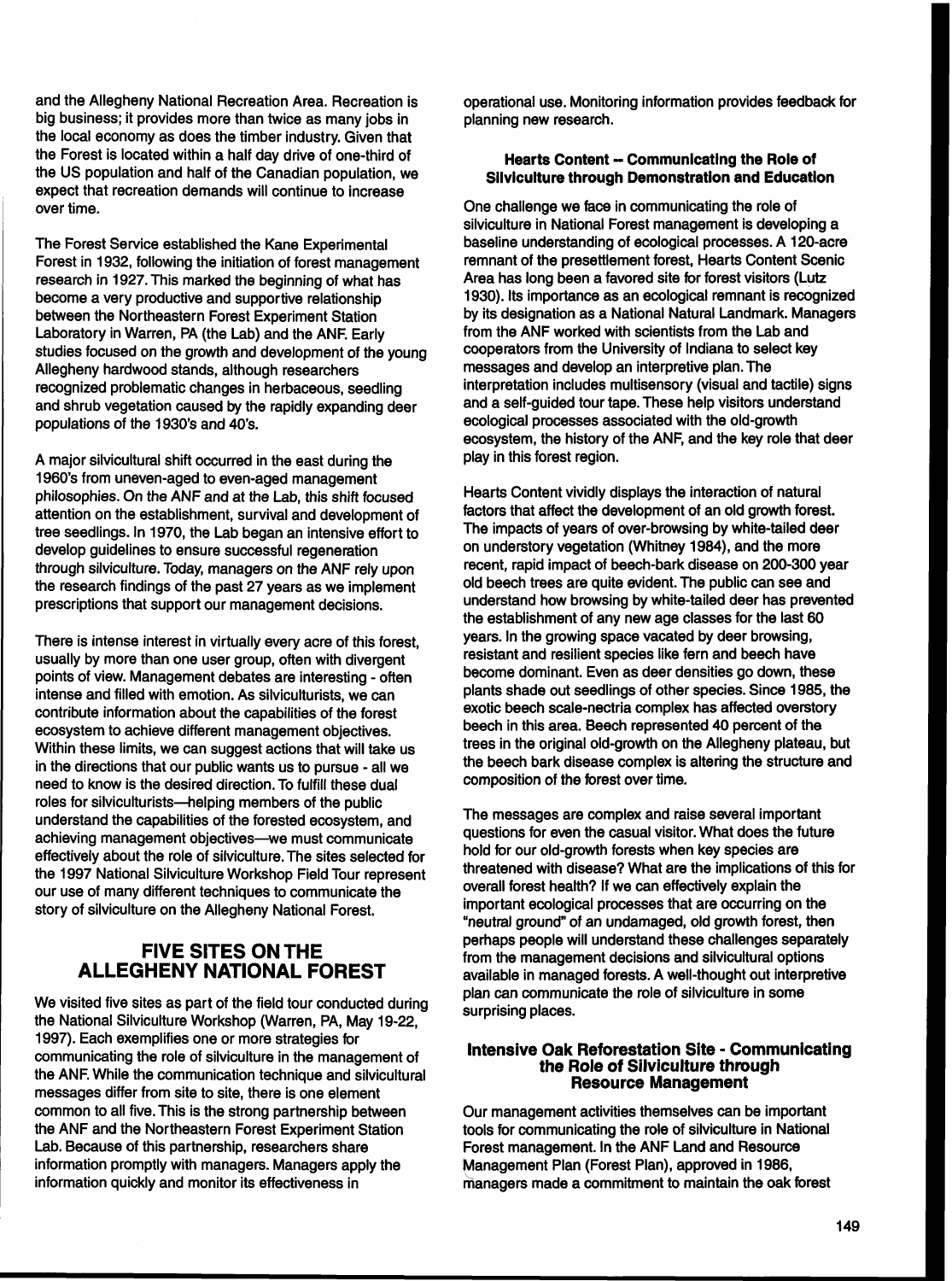and the Allegheny National Recreation Area. Recreation is big business; it provides more than twice as many jobs in the local economy as does the timber industry. Given that the Forest is located within a half day drive of one-third of the US population and half of the Canadian population, we expect that recreation demands will continue to increase over time.

The Forest Service established the Kane Experimental Forest in 1932, following the initiation of forest management research in 1927. This marked the beginning of what has become a very productive and supportive relationship between the Northeastern Forest Experiment Station Laboratory in Warren, PA (the Lab) and the ANF. Early studies focused on the growth and development of the young Allegheny hardwood stands, although researchers recognized problematic changes in herbaceous, seedling and shrub vegetation caused by the rapidly expanding deer populations of the 1930's and 40's.

A major silvicultural shift occurred in the east during the 1960's from uneven-aged to even-aged management philosophies. On the ANF and at the Lab, this shift focused attention on the establishment, survival and development of tree seedlings. In 1970, the Lab began an intensive effort to develop guidelines to ensure successful regeneration through silviculture. Today, managers on the ANF rely upon the research findings of the past 27 years as we implement prescriptions that support our management decisions.

There is intense interest in virtually every acre of this forest, usually by more than one user group, often with divergent points of view. Management debates are interesting - often intense and filled with emotion. As silviculturists, we can contribute information about the capabilities of the forest ecosystem to achieve different management objectives. Within these limits, we can suggest actions that will take us in the directions that our public wants us to pursue - all we need to know is the desired direction. To fulfill these dual roles for silviculturists—helping members of the public understand the capabilities of the forested ecosystem, and achieving management objectives—we must communicate effectively about the role of silviculture. The sites selected for the 1997 National Silviculture Workshop Field Tour represent our use of many different techniques to communicate the story of silviculture on the Allegheny National Forest.

## FIVE SITES ON THE ALLEGHENY NATIONAL FOREST

We visited five sites as part of the field tour conducted during the National Silviculture Workshop (Warren, PA, May 19-22, 1997). Each exemplifies one or more strategies for communicating the role of silviculture in the management of the ANF. While the communication technique and silvicultural messages differ from site to site, there is one element common to all five. This is the strong partnership between the ANF and the Northeastern Forest Experiment Station Lab. Because of this partnership, researchers share information promptly with managers. Managers apply the information quickly and monitor its effectiveness in operational use. Monitoring information provides feedback for planning new research.

### Hearts Content -- Communicating the Role of Silviculture through Demonstration and Education

One challenge we face in communicating the role of silviculture in National Forest management is developing a baseline understanding of ecological processes. A 120-acre remnant of the presettlement forest, Hearts Content Scenic Area has long been a favored site for forest visitors (Lutz 1930). Its importance as an ecological remnant is recognized by its designation as a National Natural Landmark. Managers from the ANF worked with scientists from the Lab and cooperators from the University of Indiana to select key messages and develop an interpretive plan. The interpretation includes multisensory (visual and tactile) signs and a self-guided tour tape. These help visitors understand ecological processes associated with the old-growth ecosystem, the history of the ANF, and the key role that deer play in this forest region.

Hearts Content vividly displays the interaction of natural factors that affect the development of an old growth forest. The impacts of years of over-browsing by white-tailed deer on understory vegetation (Whitney 1984), and the more recent, rapid impact of beech-bark disease on 200-300 year old beech trees are quite evident. The public can see and understand how browsing by white-tailed deer has prevented the establishment of any new age classes for the last 60 years. In the growing space vacated by deer browsing, resistant and resilient species like fern and beech have become dominant. Even as deer densities go down, these plants shade out seedlings of other species. Since 1985, the exotic beech scale-nectria complex has affected overstory beech in this area. Beech represented 40 percent of the trees in the original old-growth on the Allegheny plateau, but the beech bark disease complex is altering the structure and composition of the forest over time.

The messages are complex and raise several important questions for even the casual visitor. What does the future hold for our old-growth forests when key species are threatened with disease? What are the implications of this for overall forest health? If we can effectively explain the important ecological processes that are occurring on the "neutral ground" of an undamaged, old growth forest, then perhaps people will understand these challenges separately from the management decisions and silvicultural options available in managed forests. A well-thought out interpretive plan can communicate the role of silviculture in some surprising places.

### Intensive Oak Reforestation Site - Communicating the Role of Silviculture through Resource Management

Our management activities themselves can be important tools for communicating the role of silviculture in National Forest management. In the ANF Land and Resource Management Plan (Forest Plan), approved in 1986, managers made a commitment to maintain the oak forest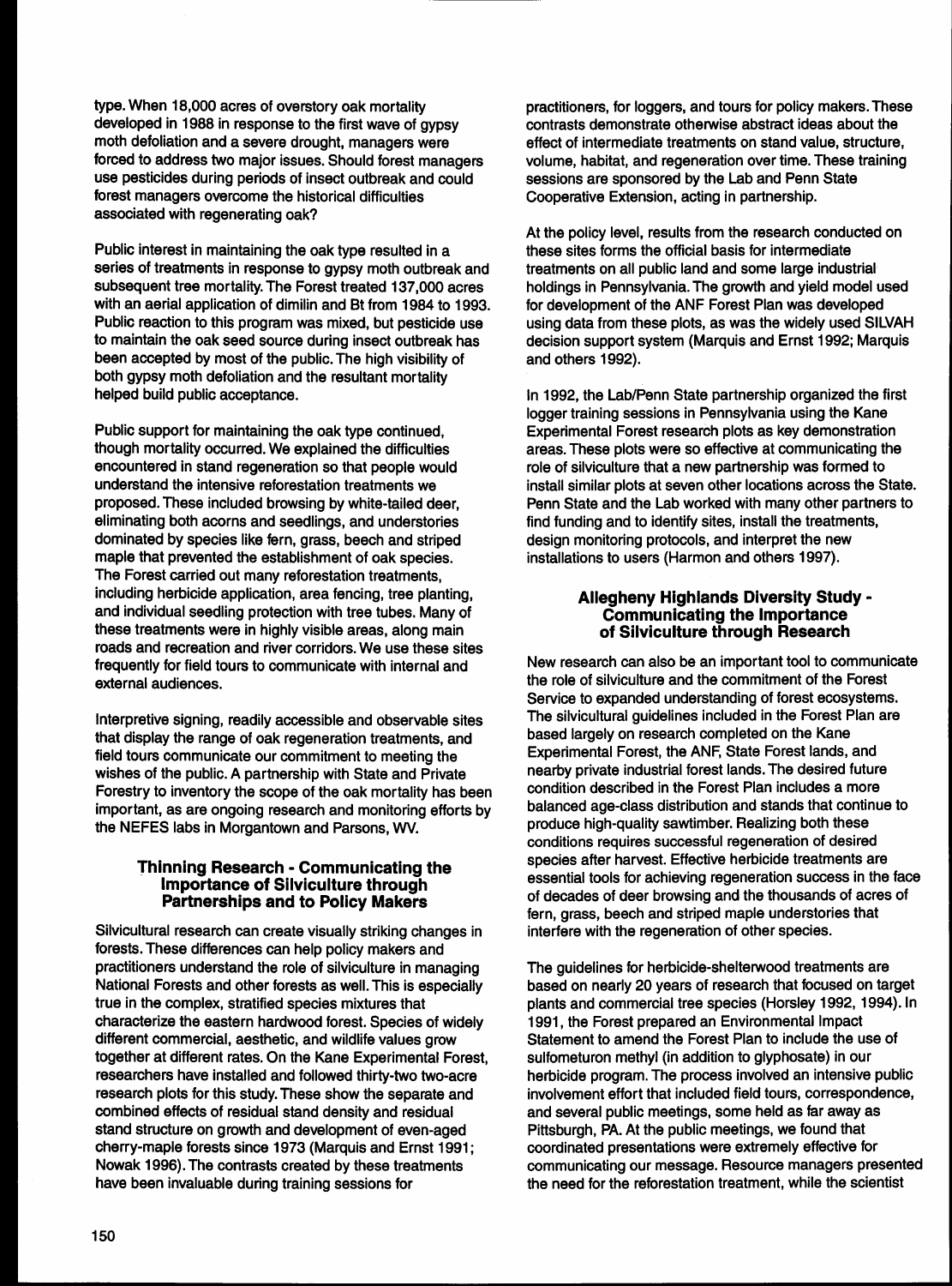type. When 18,000 acres of overstory oak mortality developed in 1988 in response to the first wave of gypsy moth defoliation and a severe drought, managers were forced to address two major issues. Should forest managers use pesticides during periods of insect outbreak and could forest managers overcome the historical difficulties associated with regenerating oak?

Public interest in maintaining the oak type resulted in a series of treatments in response to gypsy moth outbreak and subsequent tree mortality. The Forest treated 137,000 acres with an aerial application of dimilin and Bt from 1984 to 1993. Public reaction to this program was mixed, but pesticide use to maintain the oak seed source during insect outbreak has been accepted by most of the public. The high visibility of both gypsy moth defoliation and the resultant mortality helped build public acceptance.

Public support for maintaining the oak type continued, though mortality occurred. We explained the difficulties encountered in stand regeneration so that people would understand the intensive reforestation treatments we proposed. These included browsing by white-tailed deer, eliminating both acorns and seedlings, and understories dominated by species like fern, grass, beech and striped maple that prevented the establishment of oak species. The Forest carried out many reforestation treatments, including herbicide application, area fencing, tree planting, and individual seedling protection with tree tubes. Many of these treatments were in highly visible areas, along main roads and recreation and river corridors. We use these sites frequently for field tours to communicate with internal and external audiences.

Interpretive signing, readily accessible and observable sites that display the range of oak regeneration treatments, and field tours communicate our commitment to meeting the wishes of the public. A partnership with State and Private Forestry to inventory the scope of the oak mortality has been important, as are ongoing research and monitoring efforts by the NEFES labs in Morgantown and Parsons, WV.

### Thinning Research - Communicating the Importance of Silviculture through Partnerships and to Policy Makers

Silvicultural research can create visually striking changes in forests. These differences can help policy makers and practitioners understand the role of silviculture in managing National Forests and other forests as well. This is especially true in the complex, stratified species mixtures that characterize the eastern hardwood forest. Species of widely different commercial, aesthetic, and wildlife values grow together at different rates. On the Kane Experimental Forest, researchers have installed and followed thirty-two two-acre research plots for this study. These show the separate and combined effects of residual stand density and residual stand structure on growth and development of even-aged cherry-maple forests since 1973 (Marquis and Ernst 1991; Nowak 1996). The contrasts created by these treatments have been invaluable during training sessions for practitioners, for loggers, and tours for policy makers. These contrasts demonstrate otherwise abstract ideas about the effect of intermediate treatments on stand value, structure, volume, habitat, and regeneration over time. These training sessions are sponsored by the Lab and Penn State Cooperative Extension, acting in partnership.

At the policy level, results from the research conducted on these sites forms the official basis for intermediate treatments on all public land and some large industrial holdings in Pennsylvania. The growth and yield model used for development of the ANF Forest Plan was developed using data from these plots, as was the widely used SILVAH decision support system (Marquis and Ernst 1992; Marquis and others 1992).

In 1992, the Lab/Penn State partnership organized the first logger training sessions in Pennsylvania using the Kane Experimental Forest research plots as key demonstration areas. These plots were so effective at communicating the role of silviculture that a new partnership was formed to install similar plots at seven other locations across the State. Penn State and the Lab worked with many other partners to find funding and to identify sites, install the treatments, design monitoring protocols, and interpret the new installations to users (Harmon and others 1997).

### Allegheny Highlands Diversity Study - Communicating the Importance of Silviculture through Research

New research can also be an important tool to communicate the role of silviculture and the commitment of the Forest Service to expanded understanding of forest ecosystems. The silvicultural guidelines included in the Forest Plan are based largely on research completed on the Kane Experimental Forest, the ANF, State Forest lands, and nearby private industrial forest lands. The desired future condition described in the Forest Plan includes a more balanced age-class distribution and stands that continue to produce high-quality sawtimber. Realizing both these conditions requires successful regeneration of desired species after harvest. Effective herbicide treatments are essential tools for achieving regeneration success in the face of decades of deer browsing and the thousands of acres of fern, grass, beech and striped maple understories that interfere with the regeneration of other species.

The guidelines for herbicide-shelterwood treatments are based on nearly 20 years of research that focused on target plants and commercial tree species (Horsley 1992, 1994). In 1991, the Forest prepared an Environmental Impact Statement to amend the Forest Plan to include the use of sulfometuron methyl (in addition to glyphosate) in our herbicide program. The process involved an intensive public involvement effort that included field tours, correspondence, and several public meetings, some held as far away as Pittsburgh, PA. At the public meetings, we found that coordinated presentations were extremely effective for communicating our message. Resource managers presented the need for the reforestation treatment, while the scientist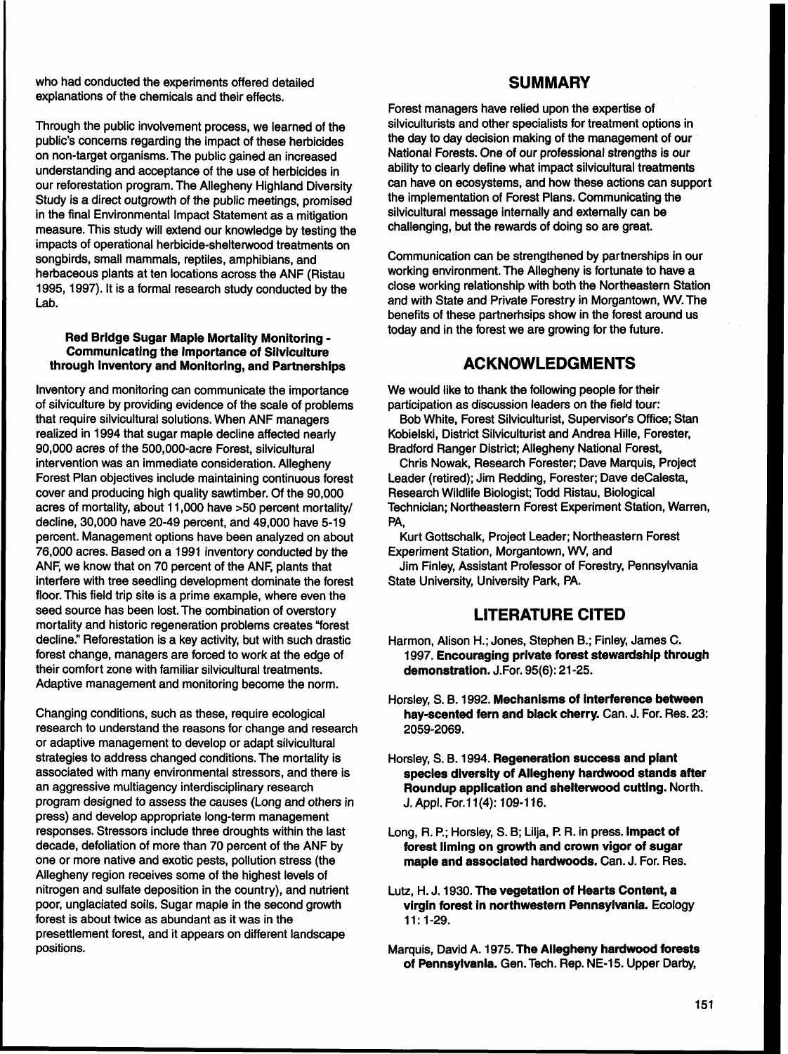who had conducted the experiments offered detailed explanations of the chemicals and their effects.

Through the public involvement process, we learned of the public's concerns regarding the impact of these herbicides on non-target organisms. The public gained an increased understanding and acceptance of the use of herbicides in our reforestation program. The Allegheny Highland Diversity Study is a direct outgrowth of the public meetings, promised in the final Environmental Impact Statement as a mitigation measure. This study will extend our knowledge by testing the impacts of operational herbicide-shelterwood treatments on songbirds, small mammals, reptiles, amphibians, and herbaceous plants at ten locations across the ANF (Ristau 1995, 1997). It is a formal research study conducted by the Lab.

#### Red Bridge Sugar Maple Mortality Monitoring - Communicating the Importance of Silviculture through Inventory and Monitoring, and Partnerships

Inventory and monitoring can communicate the importance of silviculture by providing evidence of the scale of problems that require silvicultural solutions. When ANF managers realized in 1994 that sugar maple decline affected nearly 90,000 acres of the 500,000-acre Forest, silvicultural intervention was an immediate consideration. Allegheny Forest Plan objectives include maintaining continuous forest cover and producing high quality sawtimber. Of the 90,000 acres of mortality, about 11,000 have >50 percent mortality/decline, 30,000 have 20-49 percent, and 49,000 have 5-19 percent. Management options have been analyzed on about 76,000 acres. Based on a 1991 inventory conducted by the ANF, we know that on 70 percent of the ANF, plants that interfere with tree seedling development dominate the forest floor. This field trip site is a prime example, where even the seed source has been lost. The combination of overstory mortality and historic regeneration problems creates "forest decline." Reforestation is a key activity, but with such drastic forest change, managers are forced to work at the edge of their comfort zone with familiar silvicultural treatments. Adaptive management and monitoring become the norm.

Changing conditions, such as these, require ecological research to understand the reasons for change and research or adaptive management to develop or adapt silvicultural strategies to address changed conditions. The mortality is associated with many environmental stressors, and there is an aggressive multiagency interdisciplinary research program designed to assess the causes (Long and others in press) and develop appropriate long-term management responses. Stressors include three droughts within the last decade, defoliation of more than 70 percent of the ANF by one or more native and exotic pests, pollution stress (the Allegheny region receives some of the highest levels of nitrogen and sulfate deposition in the country), and nutrient poor, unglaciated soils. Sugar maple in the second growth forest is about twice as abundant as it was in the presettlement forest, and it appears on different landscape positions.

## SUMMARY

Forest managers have relied upon the expertise of silviculturists and other specialists for treatment options in the day to day decision making of the management of our National Forests. One of our professional strengths is our ability to clearly define what impact silvicultural treatments can have on ecosystems, and how these actions can support the implementation of Forest Plans. Communicating the silvicultural message internally and externally can be challenging, but the rewards of doing so are great.

Communication can be strengthened by partnerships in our working environment. The Allegheny is fortunate to have a close working relationship with both the Northeastern Station and with State and Private Forestry in Morgantown, WV. The benefits of these partnerhsips show in the forest around us today and in the forest we are growing for the future.

## ACKNOWLEDGMENTS

We would like to thank the following people for their participation as discussion leaders on the field tour:

Bob White, Forest Silviculturist, Supervisor's Office; Stan Kobielski, District Silviculturist and Andrea Hille, Forester, Bradford Ranger District; Allegheny National Forest,

Chris Nowak, Research Forester; Dave Marquis, Project Leader (retired); Jim Redding, Forester; Dave deCalesta, Research Wildlife Biologist; Todd Ristau, Biological Technician; Northeastern Forest Experiment Station, Warren, PA,

Kurt Gottschalk, Project Leader; Northeastern Forest Experiment Station, Morgantown, WV, and

Jim Finley, Assistant Professor of Forestry, Pennsylvania State University, University Park, PA.

## LITERATURE CITED

Harmon, Alison H.; Jones, Stephen B.; Finley, James C. 1997. **Encouraging private forest stewardship through demonstration.** J.For. 95(6): 21-25.

Horsley, S. B. 1992. **Mechanisms of interference between hay-scented fern and black cherry.** Can. J. For. Res. 23: 2059-2069.

Horsley, S. B. 1994. **Regeneration success and plant species diversity of Allegheny hardwood stands after Roundup application and shelterwood cutting.** North. J. Appl. For.11(4): 109-116.

Long, R. P.; Horsley, S. B; Lilja, P. R. in press. **Impact of forest liming on growth and crown vigor of sugar maple and associated hardwoods.** Can. J. For. Res.

Lutz, H. J. 1930. **The vegetation of Hearts Content, a virgin forest in northwestern Pennsylvania.** Ecology 11: 1-29.

Marquis, David A. 1975. **The Allegheny hardwood forests of Pennsylvania.** Gen. Tech. Rep. NE-15. Upper Darby,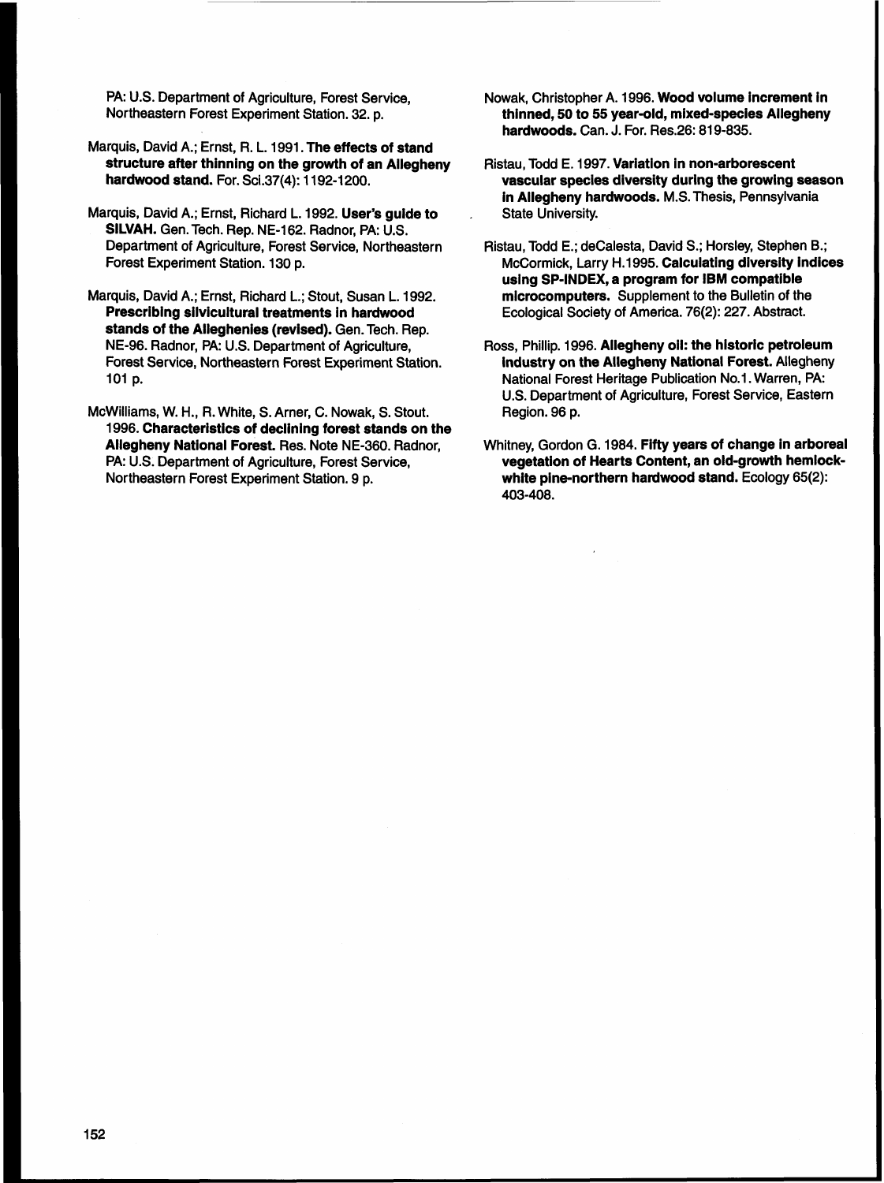PA: U.S. Department of Agriculture, Forest Service, Northeastern Forest Experiment Station. 32. p.

Marquis, David A.; Ernst, R. L. 1991. **The effects of stand structure after thinning on the growth of an Allegheny hardwood stand.** For. Sci.37(4): 1192-1200.

Marquis, David A.; Ernst, Richard L. 1992. **User's guide to SILVAH.** Gen. Tech. Rep. NE-162. Radnor, PA: U.S. Department of Agriculture, Forest Service, Northeastern Forest Experiment Station. 130 p.

Marquis, David A.; Ernst, Richard L.; Stout, Susan L. 1992. **Prescribing silvicultural treatments in hardwood stands of the Alleghenies (revised).** Gen. Tech. Rep. NE-96. Radnor, PA: U.S. Department of Agriculture, Forest Service, Northeastern Forest Experiment Station. 101 p.

McWilliams, W. H., R. White, S. Arner, C. Nowak, S. Stout. 1996. **Characteristics of declining forest stands on the Allegheny National Forest.** Res. Note NE-360. Radnor, PA: U.S. Department of Agriculture, Forest Service, Northeastern Forest Experiment Station. 9 p.

Nowak, Christopher A. 1996. **Wood volume increment in thinned, 50 to 55 year-old, mixed-species Allegheny hardwoods.** Can. J. For. Res.26: 819-835.

Ristau, Todd E. 1997. **Variation in non-arborescent vascular species diversity during the growing season in Allegheny hardwoods.** M.S. Thesis, Pennsylvania State University.

Ristau, Todd E.; deCalesta, David S.; Horsley, Stephen B.; McCormick, Larry H. 1995. **Calculating diversity indices using SP-INDEX, a program for IBM compatible microcomputers.** Supplement to the Bulletin of the Ecological Society of America. 76(2): 227. Abstract.

Ross, Phillip. 1996. **Allegheny oil: the historic petroleum industry on the Allegheny National Forest.** Allegheny National Forest Heritage Publication No.1. Warren, PA: U.S. Department of Agriculture, Forest Service, Eastern Region. 96 p.

Whitney, Gordon G. 1984. **Fifty years of change in arboreal vegetation of Hearts Content, an old-growth hemlock-white pine-northern hardwood stand.** Ecology 65(2): 403-408.